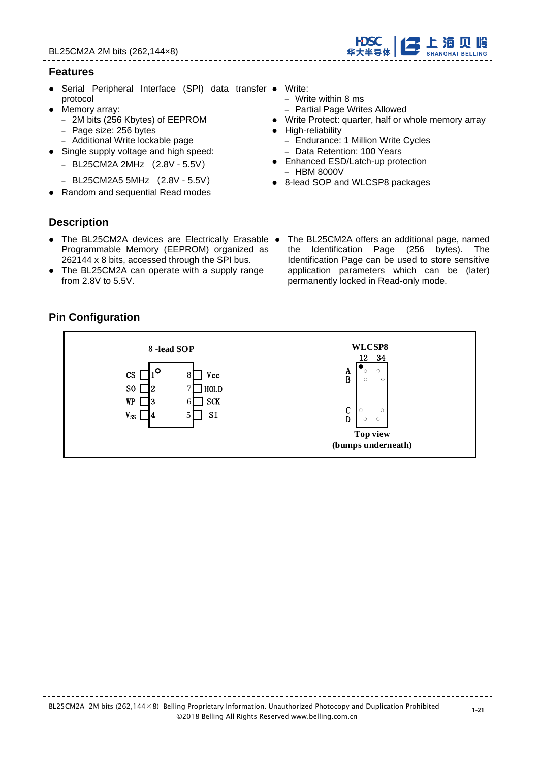## Features

- Serial Peripheral Interface (SPI) data transfer protocol
- Memory array:
  - 2M bits (256 Kbytes) of EEPROM
  - Page size: 256 bytes
  - Additional Write lockable page
- Single supply voltage and high speed:
  - BL25CM2A 2MHz （2.8V - 5.5V)
  - BL25CM2A5 5MHz （2.8V - 5.5V)
- Random and sequential Read modes
- Write:
  - Write within 8 ms
  - Partial Page Writes Allowed
- Write Protect: quarter, half or whole memory array
- High-reliability
  - Endurance: 1 Million Write Cycles
  - Data Retention: 100 Years
- Enhanced ESD/Latch-up protection
  - HBM 8000V
- 8-lead SOP and WLCSP8 packages

## Description

- The BL25CM2A devices are Electrically Erasable Programmable Memory (EEPROM) organized as 262144 x 8 bits, accessed through the SPI bus.
- The BL25CM2A can operate with a supply range from 2.8V to 5.5V.
- The BL25CM2A offers an additional page, named the Identification Page (256 bytes). The Identification Page can be used to store sensitive application parameters which can be (later) permanently locked in Read-only mode.

## Pin Configuration

**8 -lead SOP**

| Signal | Pin | Pin | Signal |
|---|---|---|---|
| $\overline{CS}$ | 1 | 8 | Vcc |
| SO | 2 | 7 | $\overline{HOLD}$ |
| $\overline{WP}$ | 3 | 6 | SCK |
| $V_{SS}$ | 4 | 5 | SI |

**WLCSP8**

Columns: 1 2 3 4; Rows: A, B, C, D

Top view
(bumps underneath)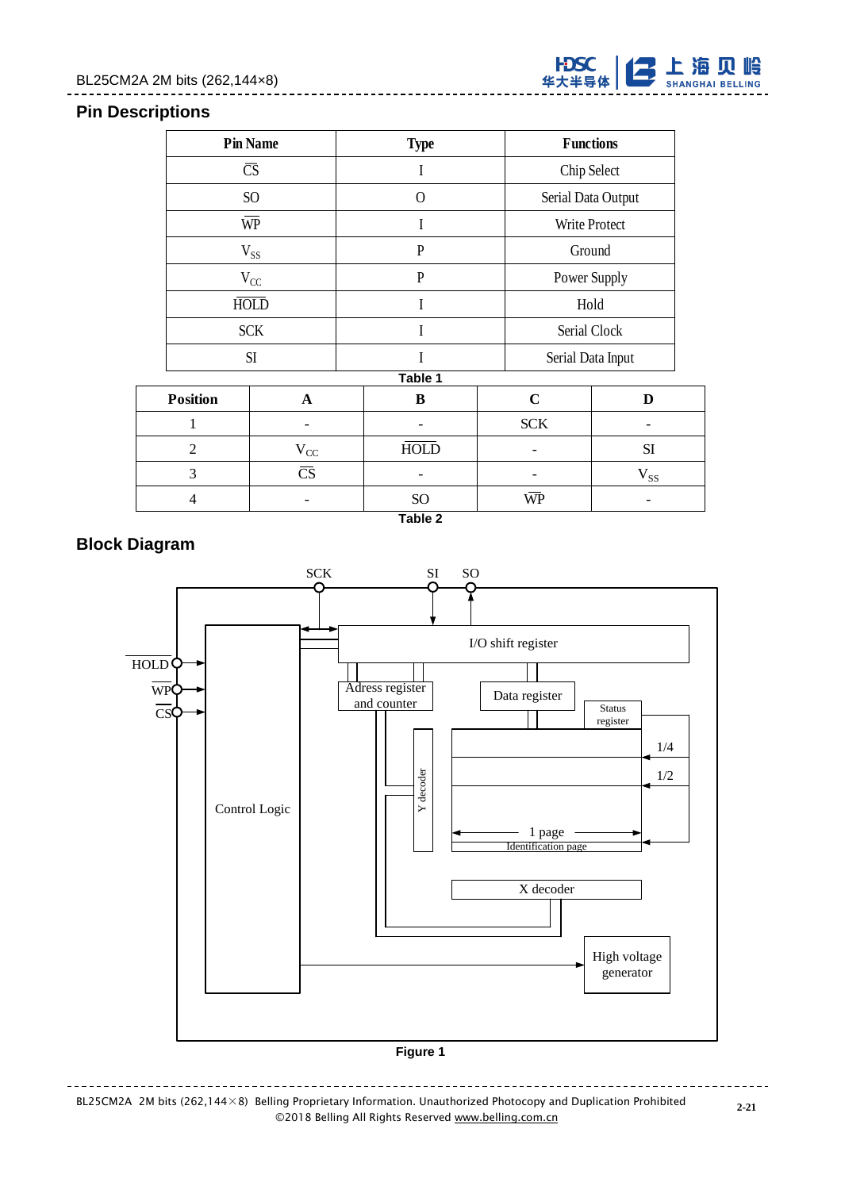## Pin Descriptions

| Pin Name | Type | Functions |
|---|---|---|
| $\overline{CS}$ | I | Chip Select |
| SO | O | Serial Data Output |
| $\overline{WP}$ | I | Write Protect |
| $V_{SS}$ | P | Ground |
| $V_{CC}$ | P | Power Supply |
| $\overline{HOLD}$ | I | Hold |
| SCK | I | Serial Clock |
| SI | I | Serial Data Input |

Table 1

| Position | A | B | C | D |
|---|---|---|---|---|
| 1 | - | - | SCK | - |
| 2 | $V_{CC}$ | $\overline{HOLD}$ | - | SI |
| 3 | $\overline{CS}$ | - | - | $V_{SS}$ |
| 4 | - | SO | $\overline{WP}$ | - |

Table 2

## Block Diagram

SCK SI SO

$\overline{HOLD}$ $\overline{WP}$ $\overline{CS}$

I/O shift register

Adress register and counter

Data register

Status register

1/4

1/2

Y decoder

Control Logic

1 page

Identification page

X decoder

High voltage generator

Figure 1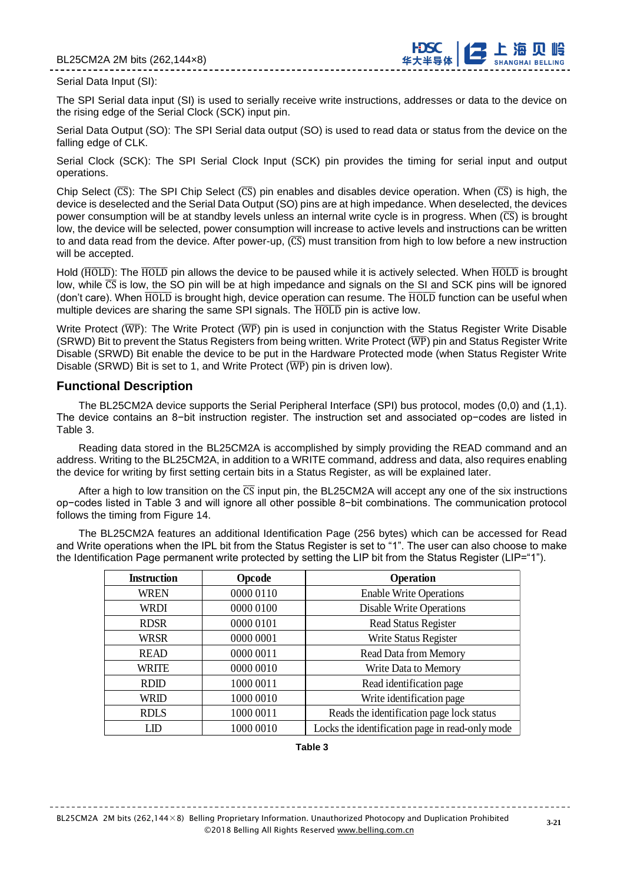Serial Data Input (SI):

The SPI Serial data input (SI) is used to serially receive write instructions, addresses or data to the device on the rising edge of the Serial Clock (SCK) input pin.

Serial Data Output (SO): The SPI Serial data output (SO) is used to read data or status from the device on the falling edge of CLK.

Serial Clock (SCK): The SPI Serial Clock Input (SCK) pin provides the timing for serial input and output operations.

Chip Select ($\overline{CS}$): The SPI Chip Select ($\overline{CS}$) pin enables and disables device operation. When ($\overline{CS}$) is high, the device is deselected and the Serial Data Output (SO) pins are at high impedance. When deselected, the devices power consumption will be at standby levels unless an internal write cycle is in progress. When ($\overline{CS}$) is brought low, the device will be selected, power consumption will increase to active levels and instructions can be written to and data read from the device. After power-up, ($\overline{CS}$) must transition from high to low before a new instruction will be accepted.

Hold ($\overline{HOLD}$): The $\overline{HOLD}$ pin allows the device to be paused while it is actively selected. When $\overline{HOLD}$ is brought low, while $\overline{CS}$ is low, the SO pin will be at high impedance and signals on the SI and SCK pins will be ignored (don't care). When $\overline{HOLD}$ is brought high, device operation can resume. The $\overline{HOLD}$ function can be useful when multiple devices are sharing the same SPI signals. The $\overline{HOLD}$ pin is active low.

Write Protect ($\overline{WP}$): The Write Protect ($\overline{WP}$) pin is used in conjunction with the Status Register Write Disable (SRWD) Bit to prevent the Status Registers from being written. Write Protect ($\overline{WP}$) pin and Status Register Write Disable (SRWD) Bit enable the device to be put in the Hardware Protected mode (when Status Register Write Disable (SRWD) Bit is set to 1, and Write Protect ($\overline{WP}$) pin is driven low).

## Functional Description

The BL25CM2A device supports the Serial Peripheral Interface (SPI) bus protocol, modes (0,0) and (1,1). The device contains an 8−bit instruction register. The instruction set and associated op−codes are listed in Table 3.

Reading data stored in the BL25CM2A is accomplished by simply providing the READ command and an address. Writing to the BL25CM2A, in addition to a WRITE command, address and data, also requires enabling the device for writing by first setting certain bits in a Status Register, as will be explained later.

After a high to low transition on the $\overline{CS}$ input pin, the BL25CM2A will accept any one of the six instructions op−codes listed in Table 3 and will ignore all other possible 8−bit combinations. The communication protocol follows the timing from Figure 14.

The BL25CM2A features an additional Identification Page (256 bytes) which can be accessed for Read and Write operations when the IPL bit from the Status Register is set to "1". The user can also choose to make the Identification Page permanent write protected by setting the LIP bit from the Status Register (LIP="1").

| Instruction | Opcode | Operation |
|---|---|---|
| WREN | 0000 0110 | Enable Write Operations |
| WRDI | 0000 0100 | Disable Write Operations |
| RDSR | 0000 0101 | Read Status Register |
| WRSR | 0000 0001 | Write Status Register |
| READ | 0000 0011 | Read Data from Memory |
| WRITE | 0000 0010 | Write Data to Memory |
| RDID | 1000 0011 | Read identification page |
| WRID | 1000 0010 | Write identification page |
| RDLS | 1000 0011 | Reads the identification page lock status |
| LID | 1000 0010 | Locks the identification page in read-only mode |

**Table 3**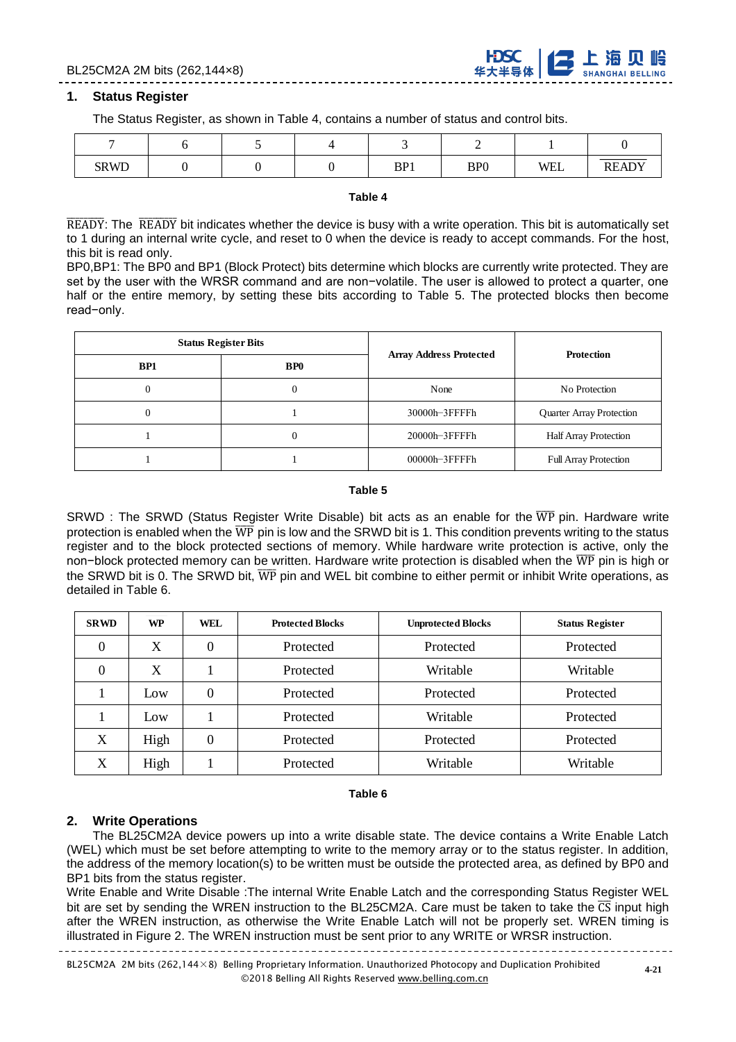## 1. Status Register

The Status Register, as shown in Table 4, contains a number of status and control bits.

| 7 | 6 | 5 | 4 | 3 | 2 | 1 | 0 |
|---|---|---|---|---|---|---|---|
| SRWD | 0 | 0 | 0 | BP1 | BP0 | WEL | $\overline{\text{READY}}$ |

**Table 4**

$\overline{\text{READY}}$: The $\overline{\text{READY}}$ bit indicates whether the device is busy with a write operation. This bit is automatically set to 1 during an internal write cycle, and reset to 0 when the device is ready to accept commands. For the host, this bit is read only.

BP0,BP1: The BP0 and BP1 (Block Protect) bits determine which blocks are currently write protected. They are set by the user with the WRSR command and are non−volatile. The user is allowed to protect a quarter, one half or the entire memory, by setting these bits according to Table 5. The protected blocks then become read−only.

| Status Register Bits | | Array Address Protected | Protection |
|---|---|---|---|
| BP1 | BP0 | | |
| 0 | 0 | None | No Protection |
| 0 | 1 | 30000h−3FFFFh | Quarter Array Protection |
| 1 | 0 | 20000h−3FFFFh | Half Array Protection |
| 1 | 1 | 00000h−3FFFFh | Full Array Protection |

**Table 5**

SRWD : The SRWD (Status Register Write Disable) bit acts as an enable for the $\overline{\text{WP}}$ pin. Hardware write protection is enabled when the $\overline{\text{WP}}$ pin is low and the SRWD bit is 1. This condition prevents writing to the status register and to the block protected sections of memory. While hardware write protection is active, only the non−block protected memory can be written. Hardware write protection is disabled when the $\overline{\text{WP}}$ pin is high or the SRWD bit is 0. The SRWD bit, $\overline{\text{WP}}$ pin and WEL bit combine to either permit or inhibit Write operations, as detailed in Table 6.

| SRWD | WP | WEL | Protected Blocks | Unprotected Blocks | Status Register |
|---|---|---|---|---|---|
| 0 | X | 0 | Protected | Protected | Protected |
| 0 | X | 1 | Protected | Writable | Writable |
| 1 | Low | 0 | Protected | Protected | Protected |
| 1 | Low | 1 | Protected | Writable | Protected |
| X | High | 0 | Protected | Protected | Protected |
| X | High | 1 | Protected | Writable | Writable |

**Table 6**

## 2. Write Operations

The BL25CM2A device powers up into a write disable state. The device contains a Write Enable Latch (WEL) which must be set before attempting to write to the memory array or to the status register. In addition, the address of the memory location(s) to be written must be outside the protected area, as defined by BP0 and BP1 bits from the status register.

Write Enable and Write Disable :The internal Write Enable Latch and the corresponding Status Register WEL bit are set by sending the WREN instruction to the BL25CM2A. Care must be taken to take the $\overline{\text{CS}}$ input high after the WREN instruction, as otherwise the Write Enable Latch will not be properly set. WREN timing is illustrated in Figure 2. The WREN instruction must be sent prior to any WRITE or WRSR instruction.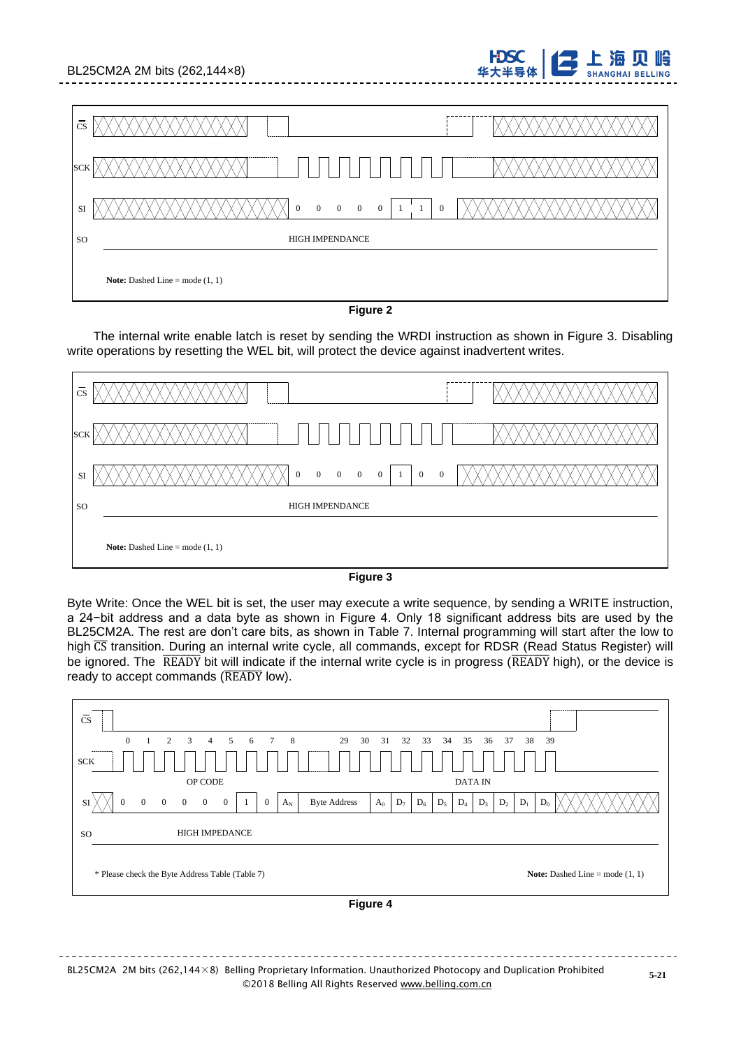Figure 2

The internal write enable latch is reset by sending the WRDI instruction as shown in Figure 3. Disabling write operations by resetting the WEL bit, will protect the device against inadvertent writes.

Figure 3

Byte Write: Once the WEL bit is set, the user may execute a write sequence, by sending a WRITE instruction, a 24−bit address and a data byte as shown in Figure 4. Only 18 significant address bits are used by the BL25CM2A. The rest are don't care bits, as shown in Table 7. Internal programming will start after the low to high $\overline{CS}$ transition. During an internal write cycle, all commands, except for RDSR (Read Status Register) will be ignored. The $\overline{READY}$ bit will indicate if the internal write cycle is in progress ($\overline{READY}$ high), or the device is ready to accept commands ($\overline{READY}$ low).

Figure 4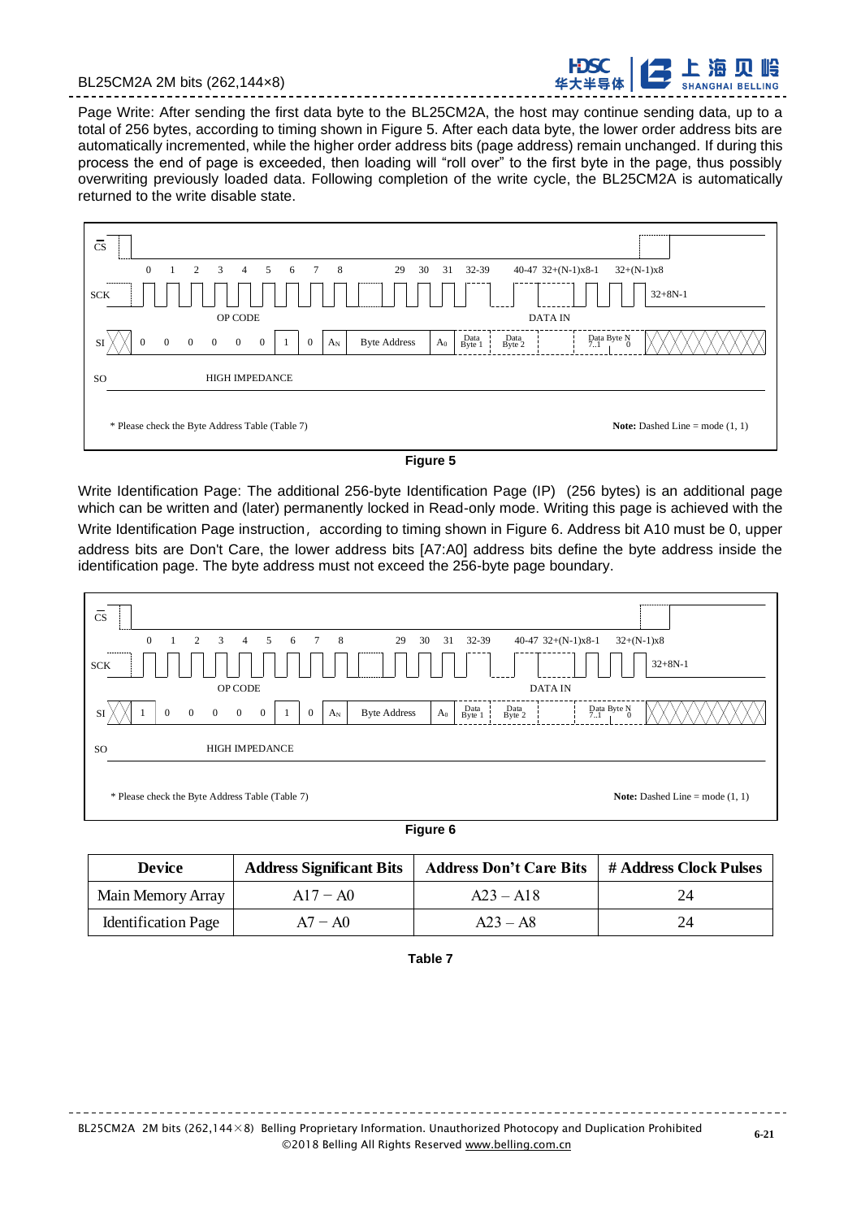Page Write: After sending the first data byte to the BL25CM2A, the host may continue sending data, up to a total of 256 bytes, according to timing shown in Figure 5. After each data byte, the lower order address bits are automatically incremented, while the higher order address bits (page address) remain unchanged. If during this process the end of page is exceeded, then loading will “roll over” to the first byte in the page, thus possibly overwriting previously loaded data. Following completion of the write cycle, the BL25CM2A is automatically returned to the write disable state.

**Figure 5**

Write Identification Page: The additional 256-byte Identification Page (IP)  (256 bytes) is an additional page which can be written and (later) permanently locked in Read-only mode. Writing this page is achieved with the Write Identification Page instruction，according to timing shown in Figure 6. Address bit A10 must be 0, upper address bits are Don't Care, the lower address bits [A7:A0] address bits define the byte address inside the identification page. The byte address must not exceed the 256-byte page boundary.

**Figure 6**

| Device | Address Significant Bits | Address Don’t Care Bits | # Address Clock Pulses |
|---|---|---|---|
| Main Memory Array | A17 – A0 | A23 – A18 | 24 |
| Identification Page | A7 – A0 | A23 – A8 | 24 |

**Table 7**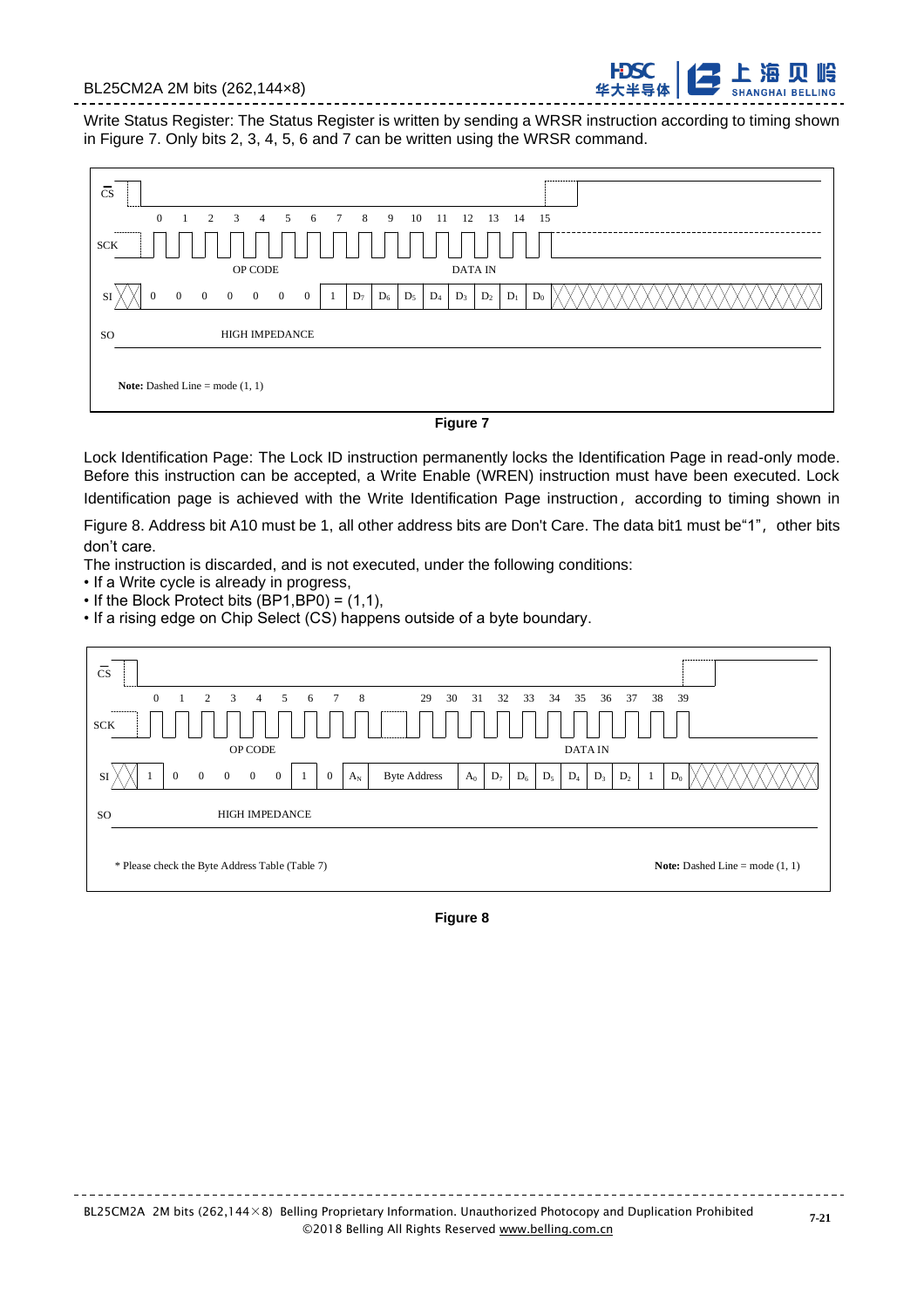Write Status Register: The Status Register is written by sending a WRSR instruction according to timing shown in Figure 7. Only bits 2, 3, 4, 5, 6 and 7 can be written using the WRSR command.

**Figure 7**

Lock Identification Page: The Lock ID instruction permanently locks the Identification Page in read-only mode. Before this instruction can be accepted, a Write Enable (WREN) instruction must have been executed. Lock Identification page is achieved with the Write Identification Page instruction，according to timing shown in Figure 8. Address bit A10 must be 1, all other address bits are Don't Care. The data bit1 must be“1”，other bits don't care.

The instruction is discarded, and is not executed, under the following conditions:

- If a Write cycle is already in progress,
- If the Block Protect bits (BP1,BP0) = (1,1),
- If a rising edge on Chip Select (CS) happens outside of a byte boundary.

**Figure 8**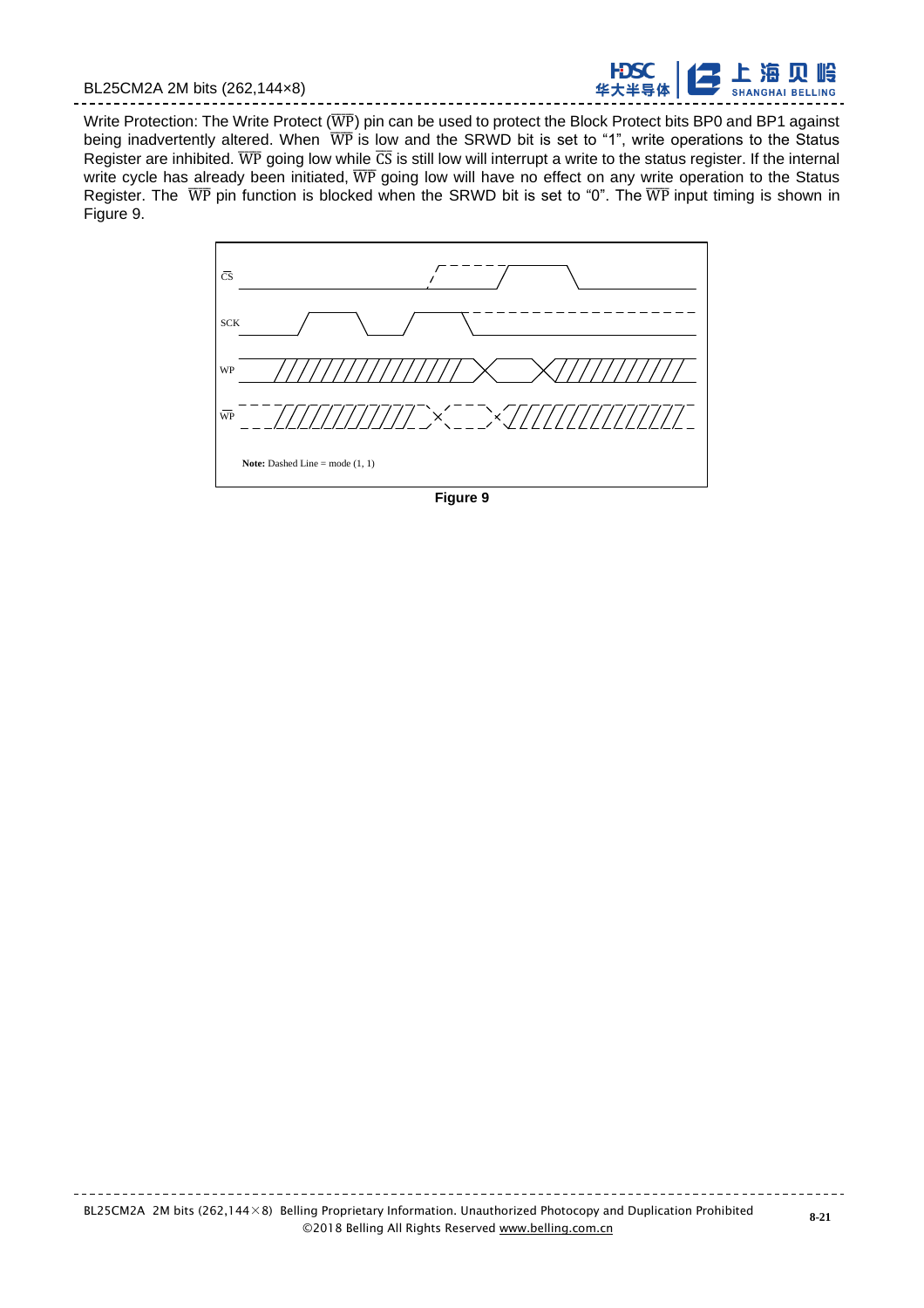Write Protection: The Write Protect ($\overline{WP}$) pin can be used to protect the Block Protect bits BP0 and BP1 against being inadvertently altered. When $\overline{WP}$ is low and the SRWD bit is set to "1", write operations to the Status Register are inhibited. $\overline{WP}$ going low while $\overline{CS}$ is still low will interrupt a write to the status register. If the internal write cycle has already been initiated, $\overline{WP}$ going low will have no effect on any write operation to the Status Register. The $\overline{WP}$ pin function is blocked when the SRWD bit is set to "0". The $\overline{WP}$ input timing is shown in Figure 9.

**Note:** Dashed Line = mode (1, 1)

**Figure 9**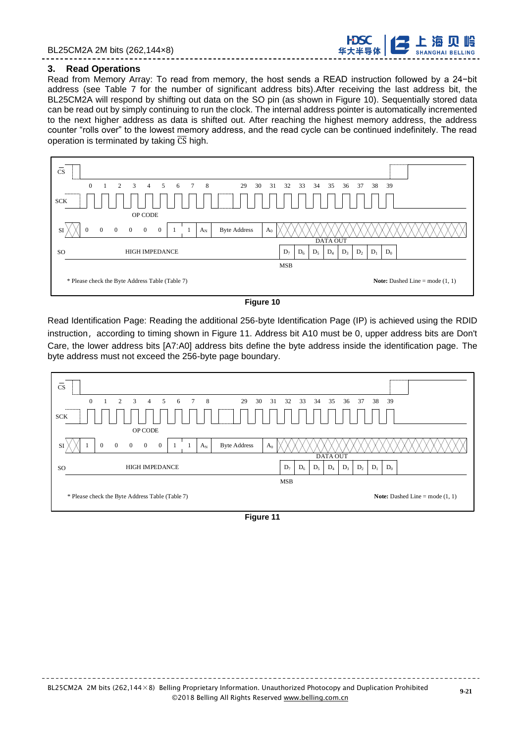### 3. Read Operations

Read from Memory Array: To read from memory, the host sends a READ instruction followed by a 24−bit address (see Table 7 for the number of significant address bits).After receiving the last address bit, the BL25CM2A will respond by shifting out data on the SO pin (as shown in Figure 10). Sequentially stored data can be read out by simply continuing to run the clock. The internal address pointer is automatically incremented to the next higher address as data is shifted out. After reaching the highest memory address, the address counter "rolls over" to the lowest memory address, and the read cycle can be continued indefinitely. The read operation is terminated by taking $\overline{CS}$ high.

CS
0 1 2 3 4 5 6 7 8 29 30 31 32 33 34 35 36 37 38 39
SCK
OP CODE
SI 0 0 0 0 0 0 1 1 $A_N$ Byte Address $A_0$
DATA OUT
SO HIGH IMPEDANCE $D_7$ $D_6$ $D_5$ $D_4$ $D_3$ $D_2$ $D_1$ $D_0$
MSB

* Please check the Byte Address Table (Table 7)

**Note:** Dashed Line = mode (1, 1)

**Figure 10**

Read Identification Page: Reading the additional 256-byte Identification Page (IP) is achieved using the RDID instruction，according to timing shown in Figure 11. Address bit A10 must be 0, upper address bits are Don't Care, the lower address bits [A7:A0] address bits define the byte address inside the identification page. The byte address must not exceed the 256-byte page boundary.

CS
0 1 2 3 4 5 6 7 8 29 30 31 32 33 34 35 36 37 38 39
SCK
OP CODE
SI 1 0 0 0 0 0 1 1 $A_N$ Byte Address $A_0$
DATA OUT
SO HIGH IMPEDANCE $D_7$ $D_6$ $D_5$ $D_4$ $D_3$ $D_2$ $D_1$ $D_0$
MSB

* Please check the Byte Address Table (Table 7)

**Note:** Dashed Line = mode (1, 1)

**Figure 11**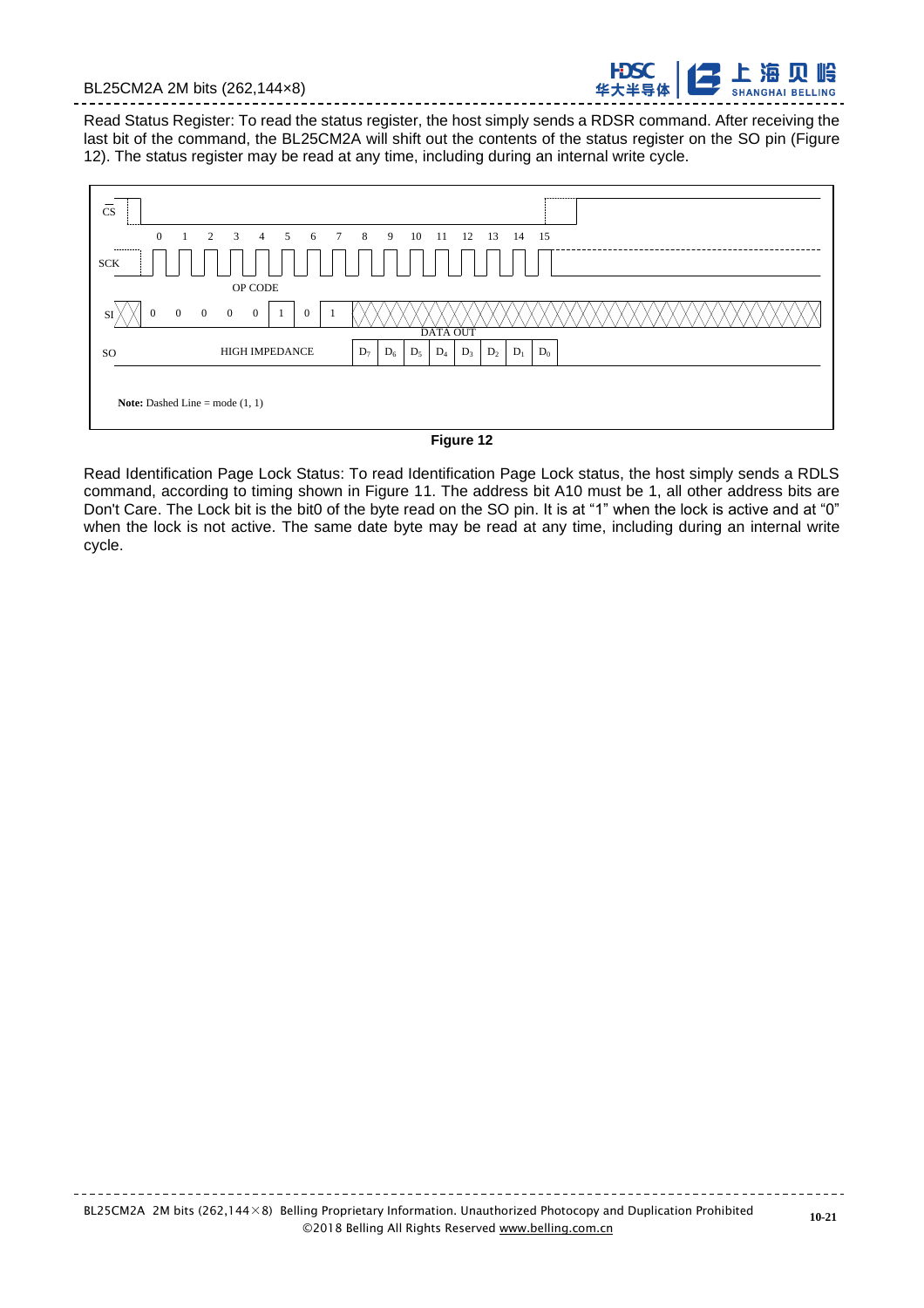Read Status Register: To read the status register, the host simply sends a RDSR command. After receiving the last bit of the command, the BL25CM2A will shift out the contents of the status register on the SO pin (Figure 12). The status register may be read at any time, including during an internal write cycle.

**Figure 12**

Read Identification Page Lock Status: To read Identification Page Lock status, the host simply sends a RDLS command, according to timing shown in Figure 11. The address bit A10 must be 1, all other address bits are Don't Care. The Lock bit is the bit0 of the byte read on the SO pin. It is at "1" when the lock is active and at "0" when the lock is not active. The same date byte may be read at any time, including during an internal write cycle.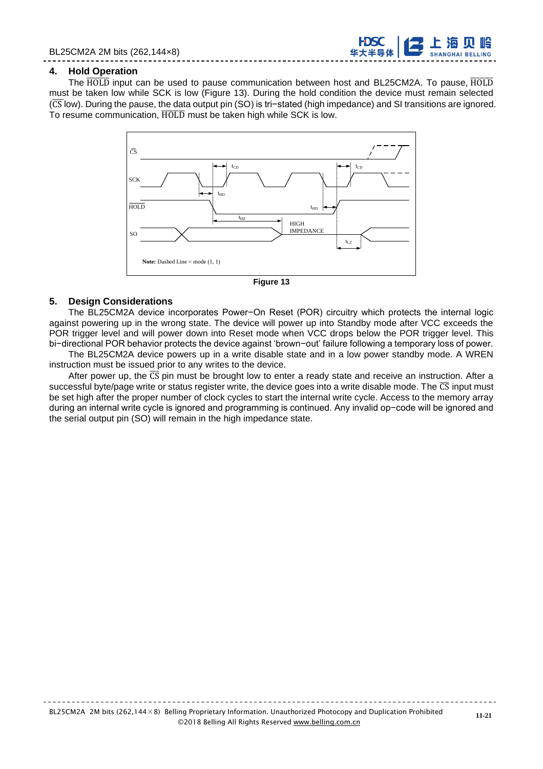## 4. Hold Operation

The $\overline{\text{HOLD}}$ input can be used to pause communication between host and BL25CM2A. To pause, $\overline{\text{HOLD}}$ must be taken low while SCK is low (Figure 13). During the hold condition the device must remain selected ($\overline{\text{CS}}$ low). During the pause, the data output pin (SO) is tri−stated (high impedance) and SI transitions are ignored. To resume communication, $\overline{\text{HOLD}}$ must be taken high while SCK is low.

Figure 13

## 5. Design Considerations

The BL25CM2A device incorporates Power−On Reset (POR) circuitry which protects the internal logic against powering up in the wrong state. The device will power up into Standby mode after VCC exceeds the POR trigger level and will power down into Reset mode when VCC drops below the POR trigger level. This bi−directional POR behavior protects the device against 'brown−out' failure following a temporary loss of power.

The BL25CM2A device powers up in a write disable state and in a low power standby mode. A WREN instruction must be issued prior to any writes to the device.

After power up, the $\overline{\text{CS}}$ pin must be brought low to enter a ready state and receive an instruction. After a successful byte/page write or status register write, the device goes into a write disable mode. The $\overline{\text{CS}}$ input must be set high after the proper number of clock cycles to start the internal write cycle. Access to the memory array during an internal write cycle is ignored and programming is continued. Any invalid op−code will be ignored and the serial output pin (SO) will remain in the high impedance state.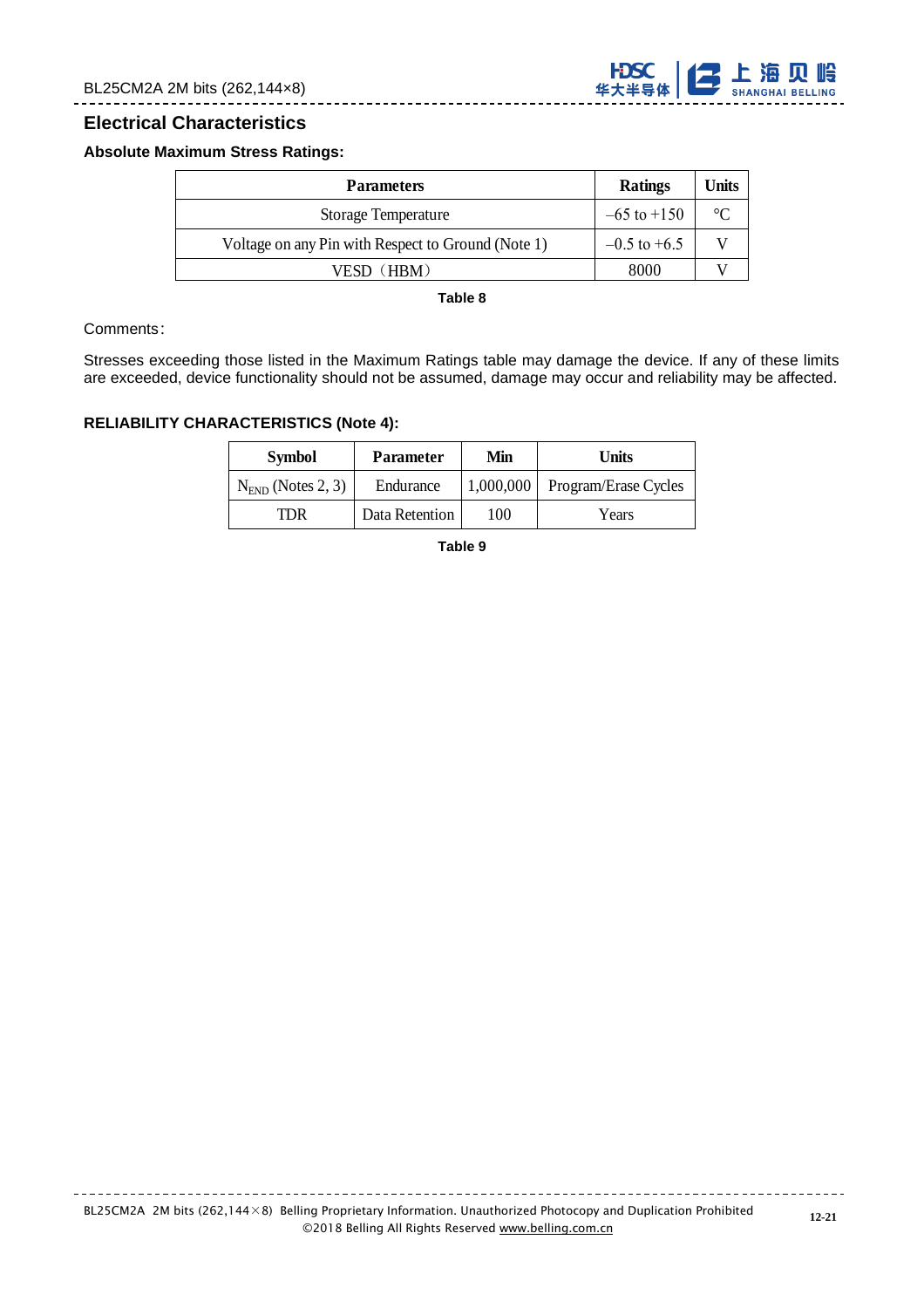## Electrical Characteristics

### Absolute Maximum Stress Ratings:

| Parameters | Ratings | Units |
| --- | --- | --- |
| Storage Temperature | –65 to +150 | °C |
| Voltage on any Pin with Respect to Ground (Note 1) | –0.5 to +6.5 | V |
| VESD（HBM） | 8000 | V |

**Table 8**

Comments:

Stresses exceeding those listed in the Maximum Ratings table may damage the device. If any of these limits are exceeded, device functionality should not be assumed, damage may occur and reliability may be affected.

### RELIABILITY CHARACTERISTICS (Note 4):

| Symbol | Parameter | Min | Units |
| --- | --- | --- | --- |
| $N_{END}$ (Notes 2, 3) | Endurance | 1,000,000 | Program/Erase Cycles |
| TDR | Data Retention | 100 | Years |

**Table 9**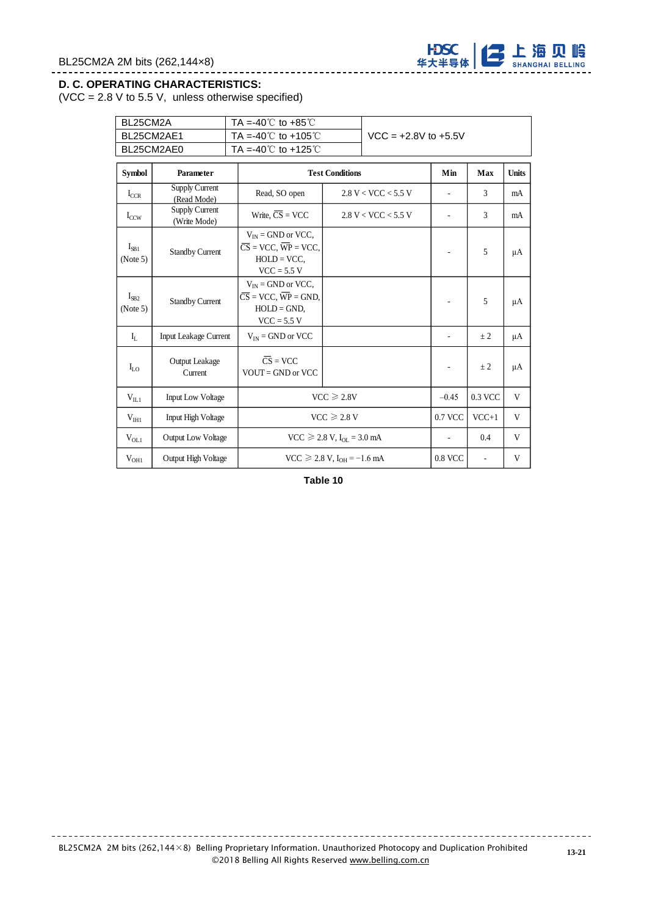## D. C. OPERATING CHARACTERISTICS:

(VCC = 2.8 V to 5.5 V, unless otherwise specified)

| | | |
|---|---|---|
| BL25CM2A | TA =-40℃ to +85℃ | VCC = +2.8V to +5.5V |
| BL25CM2AE1 | TA =-40℃ to +105℃ | |
| BL25CM2AE0 | TA =-40℃ to +125℃ | |

| Symbol | Parameter | Test Conditions | | Min | Max | Units |
|---|---|---|---|---|---|---|
| $I_{CCR}$ | Supply Current (Read Mode) | Read, SO open | 2.8 V < VCC < 5.5 V | - | 3 | mA |
| $I_{CCW}$ | Supply Current (Write Mode) | Write, $\overline{CS}$ = VCC | 2.8 V < VCC < 5.5 V | - | 3 | mA |
| $I_{SB1}$ (Note 5) | Standby Current | $V_{IN}$ = GND or VCC, $\overline{CS}$ = VCC, $\overline{WP}$ = VCC, HOLD = VCC, VCC = 5.5 V | | - | 5 | μA |
| $I_{SB2}$ (Note 5) | Standby Current | $V_{IN}$ = GND or VCC, $\overline{CS}$ = VCC, $\overline{WP}$ = GND, HOLD = GND, VCC = 5.5 V | | - | 5 | μA |
| $I_L$ | Input Leakage Current | $V_{IN}$ = GND or VCC | | - | ± 2 | μA |
| $I_{LO}$ | Output Leakage Current | $\overline{CS}$ = VCC VOUT = GND or VCC | | - | ± 2 | μA |
| $V_{IL1}$ | Input Low Voltage | VCC ≥ 2.8V | | −0.45 | 0.3 VCC | V |
| $V_{IH1}$ | Input High Voltage | VCC ≥ 2.8 V | | 0.7 VCC | VCC+1 | V |
| $V_{OL1}$ | Output Low Voltage | VCC ≥ 2.8 V, $I_{OL}$ = 3.0 mA | | - | 0.4 | V |
| $V_{OH1}$ | Output High Voltage | VCC ≥ 2.8 V, $I_{OH}$ = −1.6 mA | | 0.8 VCC | - | V |

**Table 10**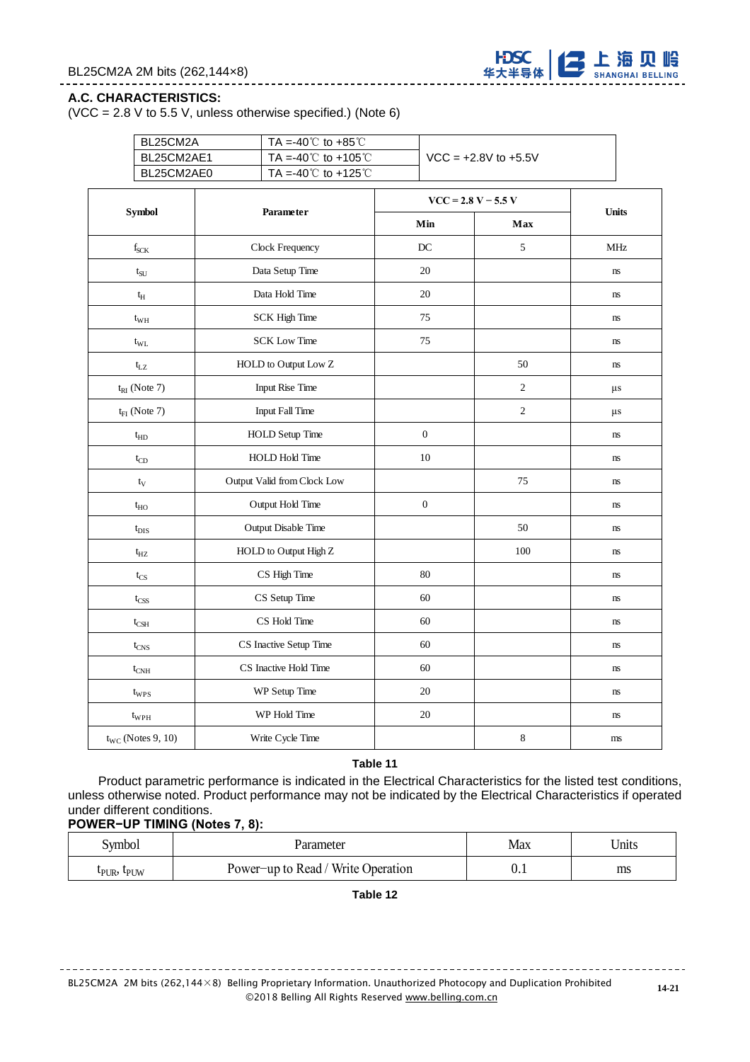## A.C. CHARACTERISTICS:

(VCC = 2.8 V to 5.5 V, unless otherwise specified.) (Note 6)

| BL25CM2A | TA =-40℃ to +85℃ | VCC = +2.8V to +5.5V |
|---|---|---|
| BL25CM2AE1 | TA =-40℃ to +105℃ | |
| BL25CM2AE0 | TA =-40℃ to +125℃ | |

| Symbol | Parameter | VCC = 2.8 V − 5.5 V | | Units |
|---|---|---|---|---|
| | | Min | Max | |
| $f_{SCK}$ | Clock Frequency | DC | 5 | MHz |
| $t_{SU}$ | Data Setup Time | 20 | | ns |
| $t_{H}$ | Data Hold Time | 20 | | ns |
| $t_{WH}$ | SCK High Time | 75 | | ns |
| $t_{WL}$ | SCK Low Time | 75 | | ns |
| $t_{LZ}$ | HOLD to Output Low Z | | 50 | ns |
| $t_{RI}$ (Note 7) | Input Rise Time | | 2 | μs |
| $t_{FI}$ (Note 7) | Input Fall Time | | 2 | μs |
| $t_{HD}$ | HOLD Setup Time | 0 | | ns |
| $t_{CD}$ | HOLD Hold Time | 10 | | ns |
| $t_{V}$ | Output Valid from Clock Low | | 75 | ns |
| $t_{HO}$ | Output Hold Time | 0 | | ns |
| $t_{DIS}$ | Output Disable Time | | 50 | ns |
| $t_{HZ}$ | HOLD to Output High Z | | 100 | ns |
| $t_{CS}$ | CS High Time | 80 | | ns |
| $t_{CSS}$ | CS Setup Time | 60 | | ns |
| $t_{CSH}$ | CS Hold Time | 60 | | ns |
| $t_{CNS}$ | CS Inactive Setup Time | 60 | | ns |
| $t_{CNH}$ | CS Inactive Hold Time | 60 | | ns |
| $t_{WPS}$ | WP Setup Time | 20 | | ns |
| $t_{WPH}$ | WP Hold Time | 20 | | ns |
| $t_{WC}$ (Notes 9, 10) | Write Cycle Time | | 8 | ms |

**Table 11**

Product parametric performance is indicated in the Electrical Characteristics for the listed test conditions, unless otherwise noted. Product performance may not be indicated by the Electrical Characteristics if operated under different conditions.

**POWER−UP TIMING (Notes 7, 8):**

| Symbol | Parameter | Max | Units |
|---|---|---|---|
| $t_{PUR}$, $t_{PUW}$ | Power−up to Read / Write Operation | 0.1 | ms |

**Table 12**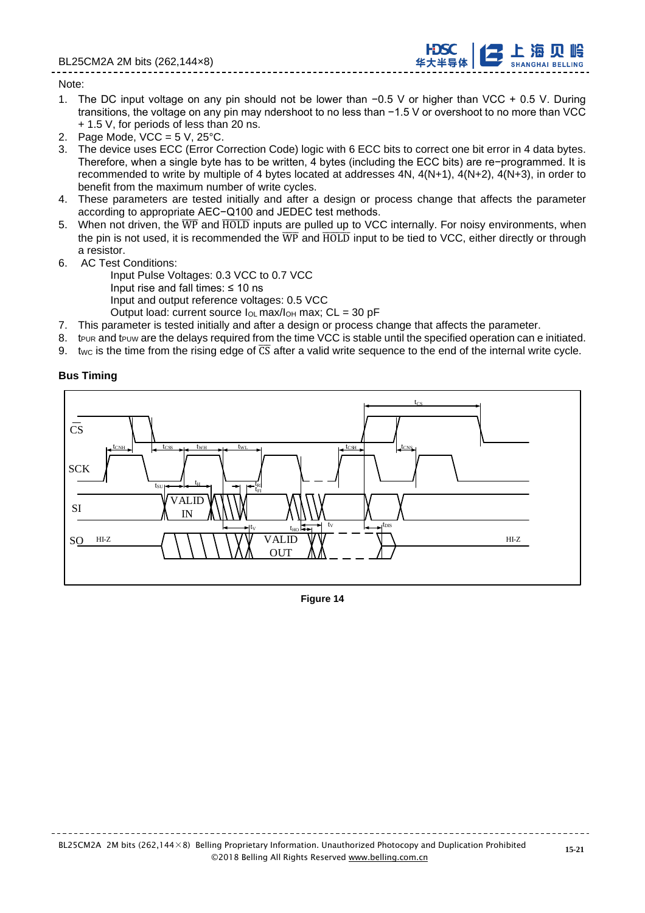Note:

1. The DC input voltage on any pin should not be lower than −0.5 V or higher than VCC + 0.5 V. During transitions, the voltage on any pin may ndershoot to no less than −1.5 V or overshoot to no more than VCC + 1.5 V, for periods of less than 20 ns.
2. Page Mode, VCC = 5 V, 25°C.
3. The device uses ECC (Error Correction Code) logic with 6 ECC bits to correct one bit error in 4 data bytes. Therefore, when a single byte has to be written, 4 bytes (including the ECC bits) are re−programmed. It is recommended to write by multiple of 4 bytes located at addresses 4N, 4(N+1), 4(N+2), 4(N+3), in order to benefit from the maximum number of write cycles.
4. These parameters are tested initially and after a design or process change that affects the parameter according to appropriate AEC−Q100 and JEDEC test methods.
5. When not driven, the $\overline{WP}$ and $\overline{HOLD}$ inputs are pulled up to VCC internally. For noisy environments, when the pin is not used, it is recommended the $\overline{WP}$ and $\overline{HOLD}$ input to be tied to VCC, either directly or through a resistor.
6. AC Test Conditions:
   Input Pulse Voltages: 0.3 VCC to 0.7 VCC
   Input rise and fall times: ≤ 10 ns
   Input and output reference voltages: 0.5 VCC
   Output load: current source $I_{OL}$ max/$I_{OH}$ max; CL = 30 pF
7. This parameter is tested initially and after a design or process change that affects the parameter.
8. $t_{PUR}$ and $t_{PUW}$ are the delays required from the time VCC is stable until the specified operation can e initiated.
9. $t_{WC}$ is the time from the rising edge of $\overline{CS}$ after a valid write sequence to the end of the internal write cycle.

**Bus Timing**

Figure 14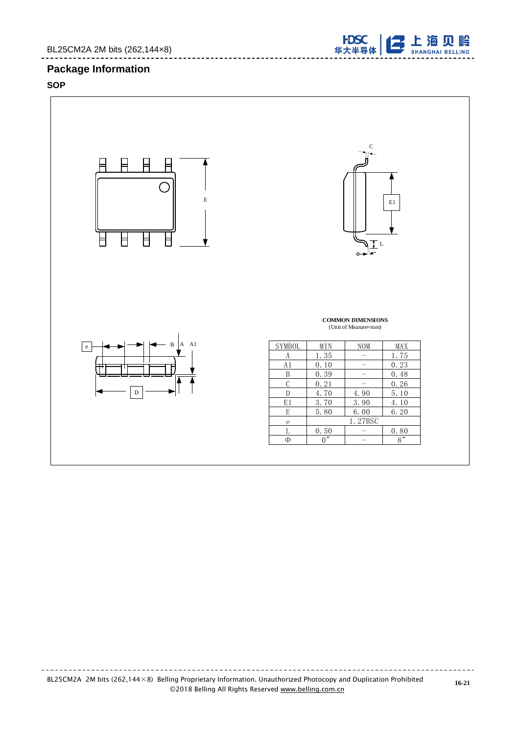## Package Information

### SOP

**COMMON DIMENSIONS**
(Unit of Measure=mm)

| SYMBOL | MIN | NOM | MAX |
|---|---|---|---|
| A | 1.35 | – | 1.75 |
| A1 | 0.10 | – | 0.23 |
| B | 0.39 | – | 0.48 |
| C | 0.21 | – | 0.26 |
| D | 4.70 | 4.90 | 5.10 |
| E1 | 3.70 | 3.90 | 4.10 |
| E | 5.80 | 6.00 | 6.20 |
| e | 1.27BSC | | |
| L | 0.50 | – | 0.80 |
| Φ | 0″ | – | 8″ |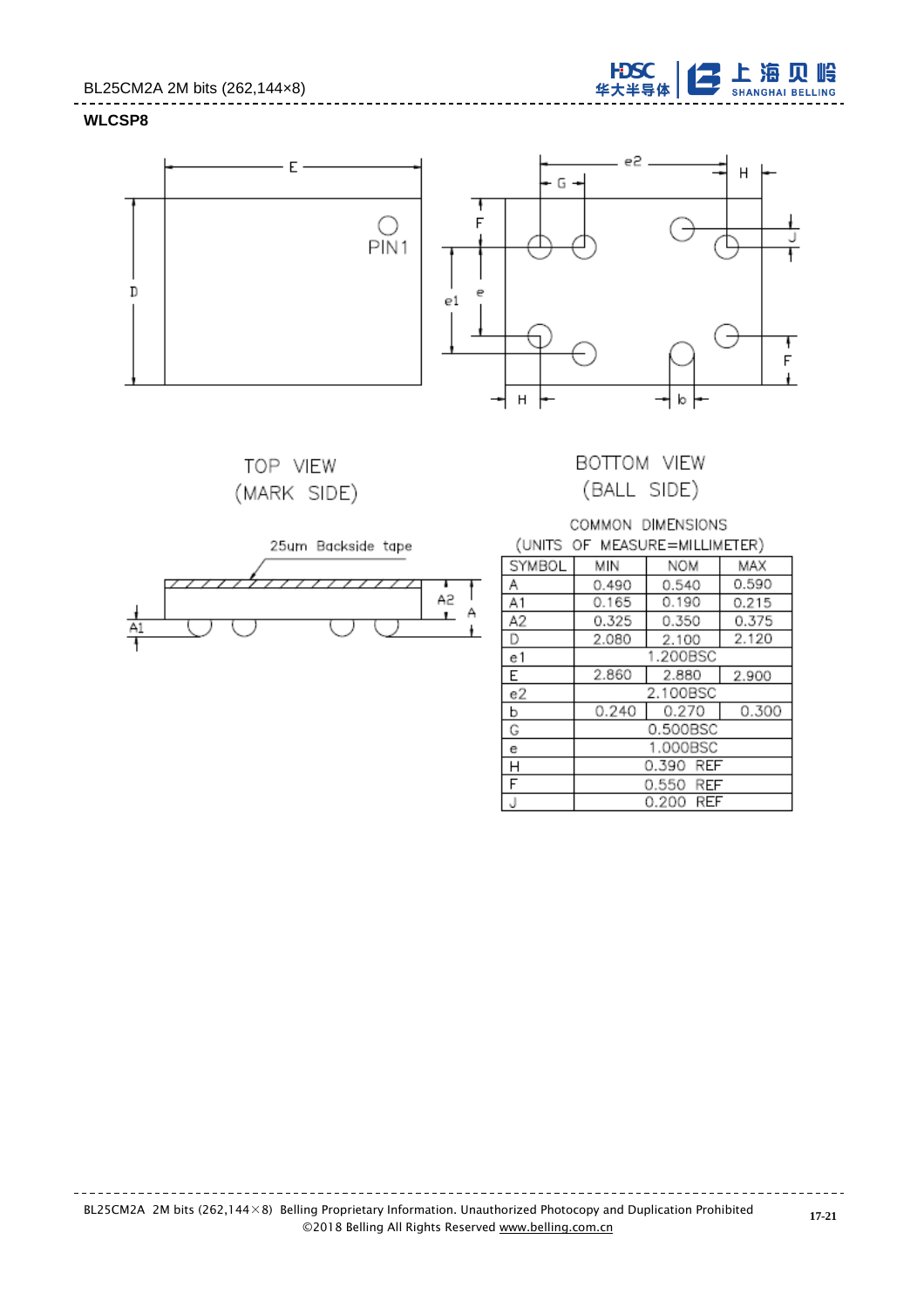**WLCSP8**

TOP VIEW
(MARK SIDE)

BOTTOM VIEW
(BALL SIDE)

25um Backside tape

COMMON DIMENSIONS
(UNITS OF MEASURE=MILLIMETER)

| SYMBOL | MIN | NOM | MAX |
|---|---|---|---|
| A | 0.490 | 0.540 | 0.590 |
| A1 | 0.165 | 0.190 | 0.215 |
| A2 | 0.325 | 0.350 | 0.375 |
| D | 2.080 | 2.100 | 2.120 |
| e1 | | 1.200BSC | |
| E | 2.860 | 2.880 | 2.900 |
| e2 | | 2.100BSC | |
| b | 0.240 | 0.270 | 0.300 |
| G | | 0.500BSC | |
| e | | 1.000BSC | |
| H | | 0.390 REF | |
| F | | 0.550 REF | |
| J | | 0.200 REF | |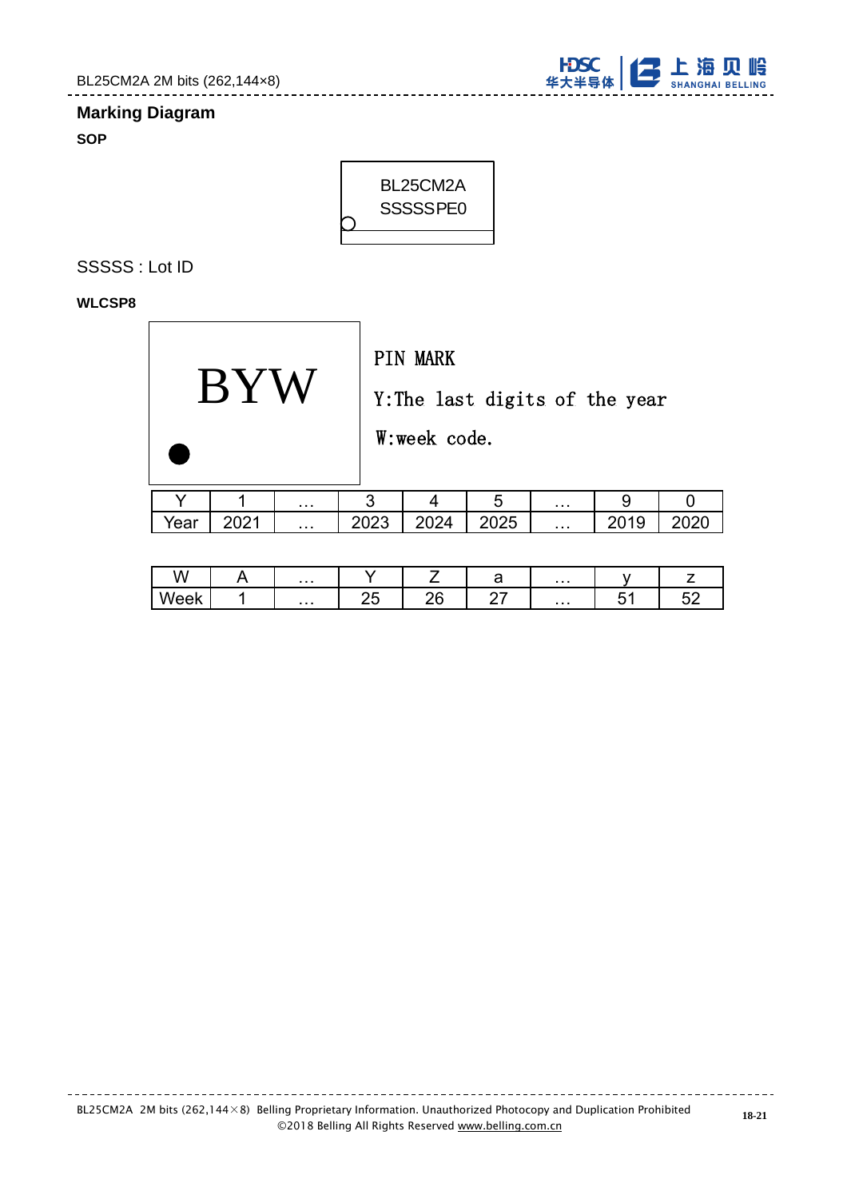## Marking Diagram

**SOP**

BL25CM2A
SSSSSPE0

SSSSS : Lot ID

**WLCSP8**

BYW

PIN MARK

Y:The last digits of the year

W:week code.

| Y | 1 | … | 3 | 4 | 5 | … | 9 | 0 |
|---|---|---|---|---|---|---|---|---|
| Year | 2021 | … | 2023 | 2024 | 2025 | … | 2019 | 2020 |

| W | A | … | Y | Z | a | … | y | z |
|---|---|---|---|---|---|---|---|---|
| Week | 1 | … | 25 | 26 | 27 | … | 51 | 52 |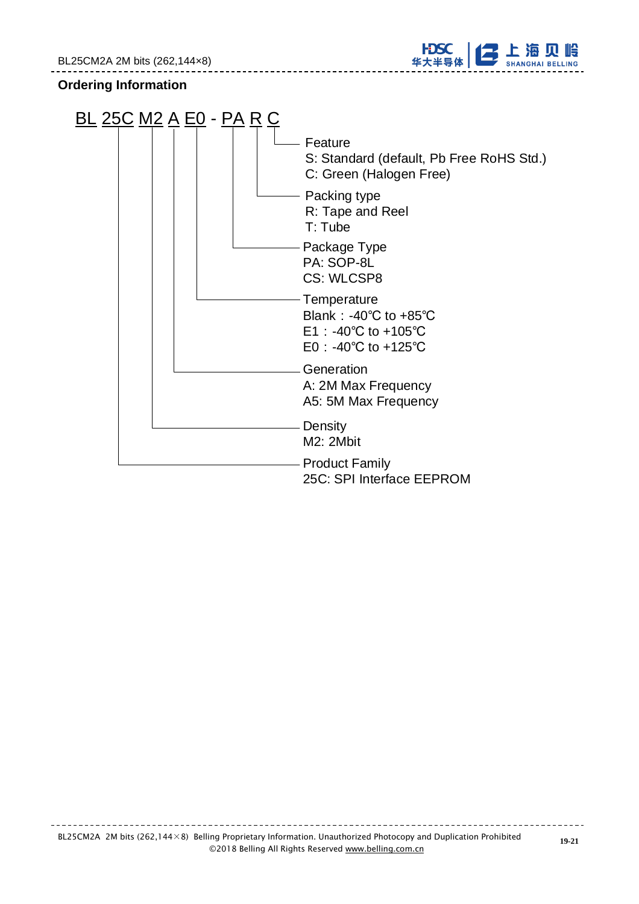## Ordering Information

BL 25C M2 A E0 - PA R C

- **Feature** (C)
  - S: Standard (default, Pb Free RoHS Std.)
  - C: Green (Halogen Free)
- **Packing type** (R)
  - R: Tape and Reel
  - T: Tube
- **Package Type** (PA)
  - PA: SOP-8L
  - CS: WLCSP8
- **Temperature** (E0)
  - Blank：-40℃ to +85℃
  - E1：-40℃ to +105℃
  - E0：-40℃ to +125℃
- **Generation** (A)
  - A: 2M Max Frequency
  - A5: 5M Max Frequency
- **Density** (M2)
  - M2: 2Mbit
- **Product Family** (25C)
  - 25C: SPI Interface EEPROM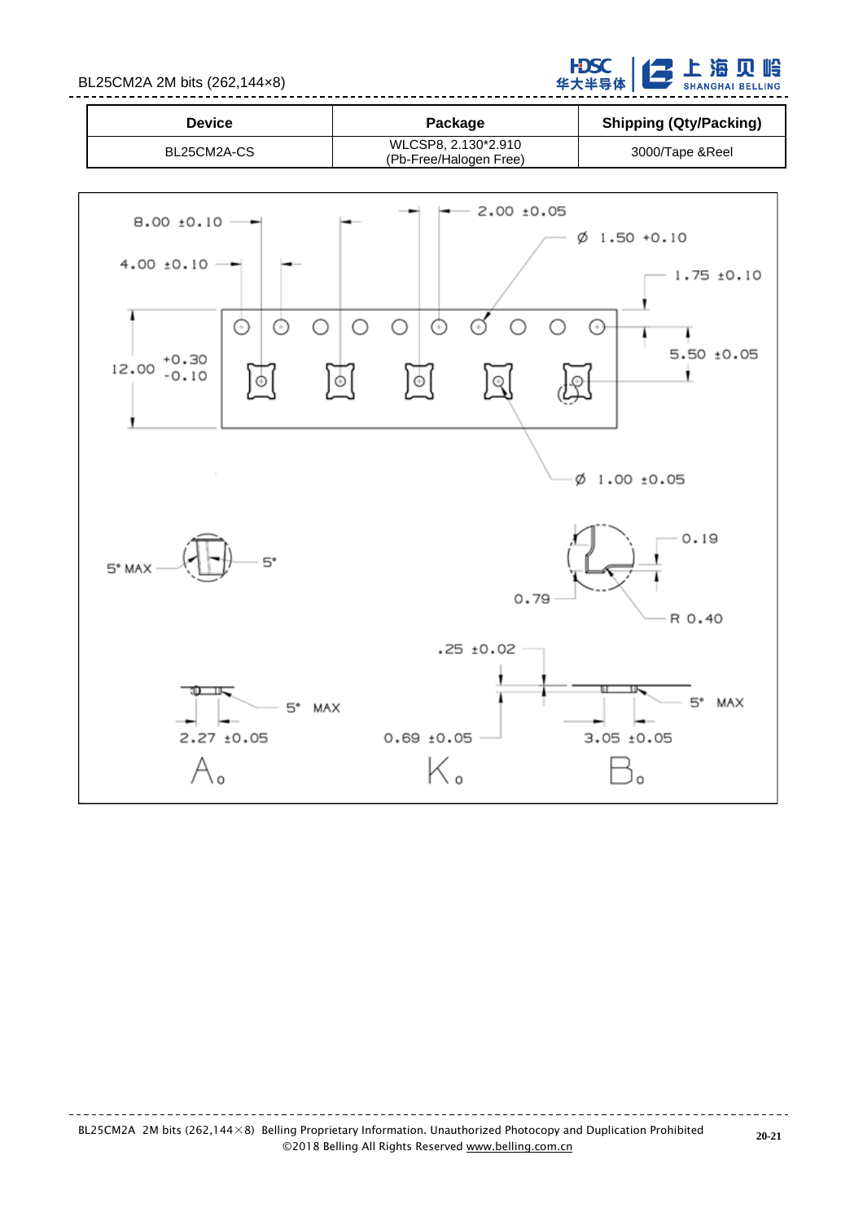| Device | Package | Shipping (Qty/Packing) |
| --- | --- | --- |
| BL25CM2A-CS | WLCSP8, 2.130*2.910 (Pb-Free/Halogen Free) | 3000/Tape &Reel |

8.00 ±0.10

4.00 ±0.10

2.00 ±0.05

Ø 1.50 +0.10

1.75 ±0.10

12.00 +0.30 -0.10

5.50 ±0.05

Ø 1.00 ±0.05

5° MAX

5°

0.19

0.79

R 0.40

.25 ±0.02

5° MAX

5° MAX

2.27 ±0.05

0.69 ±0.05

3.05 ±0.05

$A_0$

$K_0$

$B_0$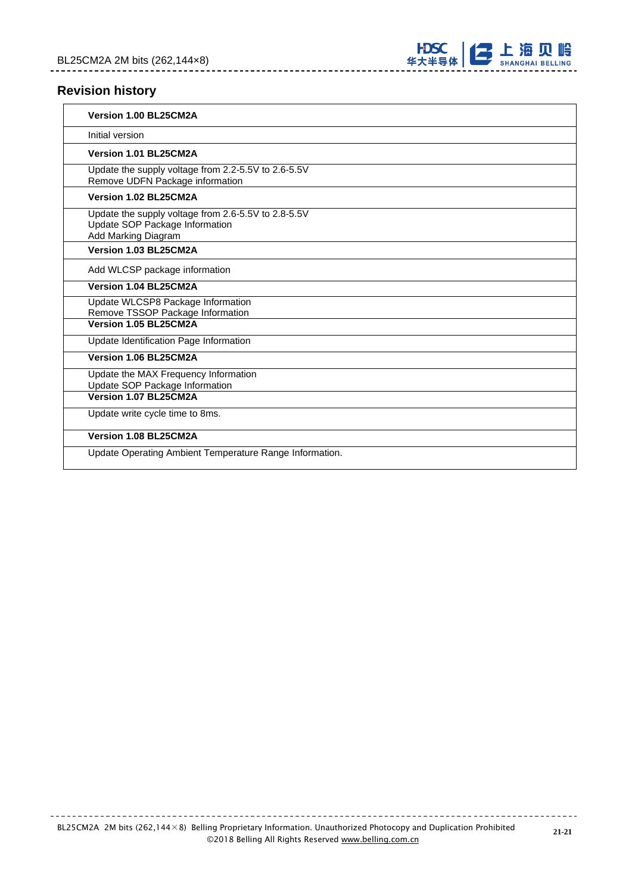## Revision history

| |
|---|
| **Version 1.00 BL25CM2A** |
| Initial version |
| **Version 1.01 BL25CM2A** |
| Update the supply voltage from 2.2-5.5V to 2.6-5.5V<br>Remove UDFN Package information |
| **Version 1.02 BL25CM2A** |
| Update the supply voltage from 2.6-5.5V to 2.8-5.5V<br>Update SOP Package Information<br>Add Marking Diagram |
| **Version 1.03 BL25CM2A** |
| Add WLCSP package information |
| **Version 1.04 BL25CM2A** |
| Update WLCSP8 Package Information<br>Remove TSSOP Package Information |
| **Version 1.05 BL25CM2A** |
| Update Identification Page Information |
| **Version 1.06 BL25CM2A** |
| Update the MAX Frequency Information<br>Update SOP Package Information |
| **Version 1.07 BL25CM2A** |
| Update write cycle time to 8ms. |
| **Version 1.08 BL25CM2A** |
| Update Operating Ambient Temperature Range Information. |